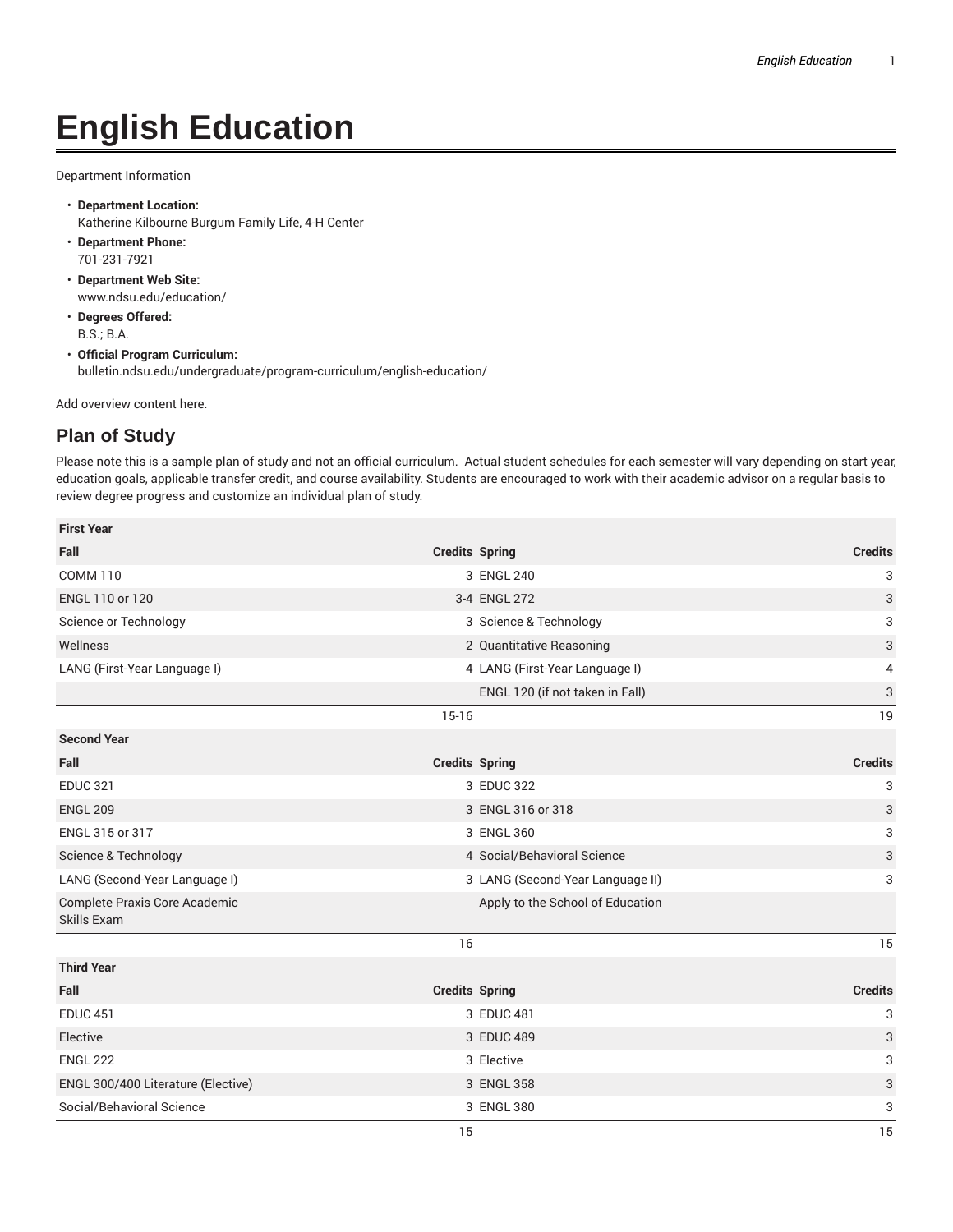# English Education

Department Information

- **Department Location:**
  Katherine Kilbourne Burgum Family Life, 4-H Center
- **Department Phone:**
  701-231-7921
- **Department Web Site:**
  www.ndsu.edu/education/
- **Degrees Offered:**
  B.S.; B.A.
- **Official Program Curriculum:**
  bulletin.ndsu.edu/undergraduate/program-curriculum/english-education/

Add overview content here.

## Plan of Study

Please note this is a sample plan of study and not an official curriculum. Actual student schedules for each semester will vary depending on start year, education goals, applicable transfer credit, and course availability. Students are encouraged to work with their academic advisor on a regular basis to review degree progress and customize an individual plan of study.

| First Year | | | |
|---|---|---|---|
| **Fall** | **Credits** | **Spring** | **Credits** |
| COMM 110 | 3 | ENGL 240 | 3 |
| ENGL 110 or 120 | 3-4 | ENGL 272 | 3 |
| Science or Technology | 3 | Science & Technology | 3 |
| Wellness | 2 | Quantitative Reasoning | 3 |
| LANG (First-Year Language I) | 4 | LANG (First-Year Language I) | 4 |
| | | ENGL 120 (if not taken in Fall) | 3 |
| | 15-16 | | 19 |
| **Second Year** | | | |
| **Fall** | **Credits** | **Spring** | **Credits** |
| EDUC 321 | 3 | EDUC 322 | 3 |
| ENGL 209 | 3 | ENGL 316 or 318 | 3 |
| ENGL 315 or 317 | 3 | ENGL 360 | 3 |
| Science & Technology | 4 | Social/Behavioral Science | 3 |
| LANG (Second-Year Language I) | 3 | LANG (Second-Year Language II) | 3 |
| Complete Praxis Core Academic Skills Exam | | Apply to the School of Education | |
| | 16 | | 15 |
| **Third Year** | | | |
| **Fall** | **Credits** | **Spring** | **Credits** |
| EDUC 451 | 3 | EDUC 481 | 3 |
| Elective | 3 | EDUC 489 | 3 |
| ENGL 222 | 3 | Elective | 3 |
| ENGL 300/400 Literature (Elective) | 3 | ENGL 358 | 3 |
| Social/Behavioral Science | 3 | ENGL 380 | 3 |
| | 15 | | 15 |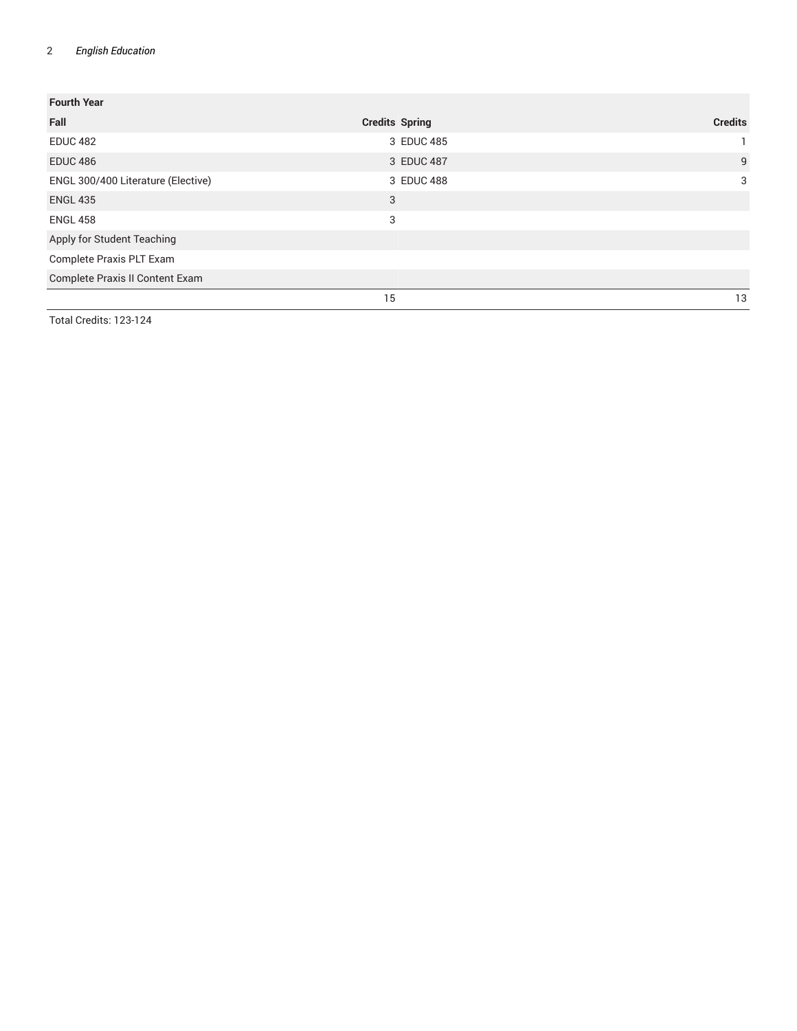| Fourth Year | | | |
| --- | --- | --- | --- |
| Fall | Credits | Spring | Credits |
| EDUC 482 | 3 | EDUC 485 | 1 |
| EDUC 486 | 3 | EDUC 487 | 9 |
| ENGL 300/400 Literature (Elective) | 3 | EDUC 488 | 3 |
| ENGL 435 | 3 | | |
| ENGL 458 | 3 | | |
| Apply for Student Teaching | | | |
| Complete Praxis PLT Exam | | | |
| Complete Praxis II Content Exam | | | |
| | 15 | | 13 |

Total Credits: 123-124